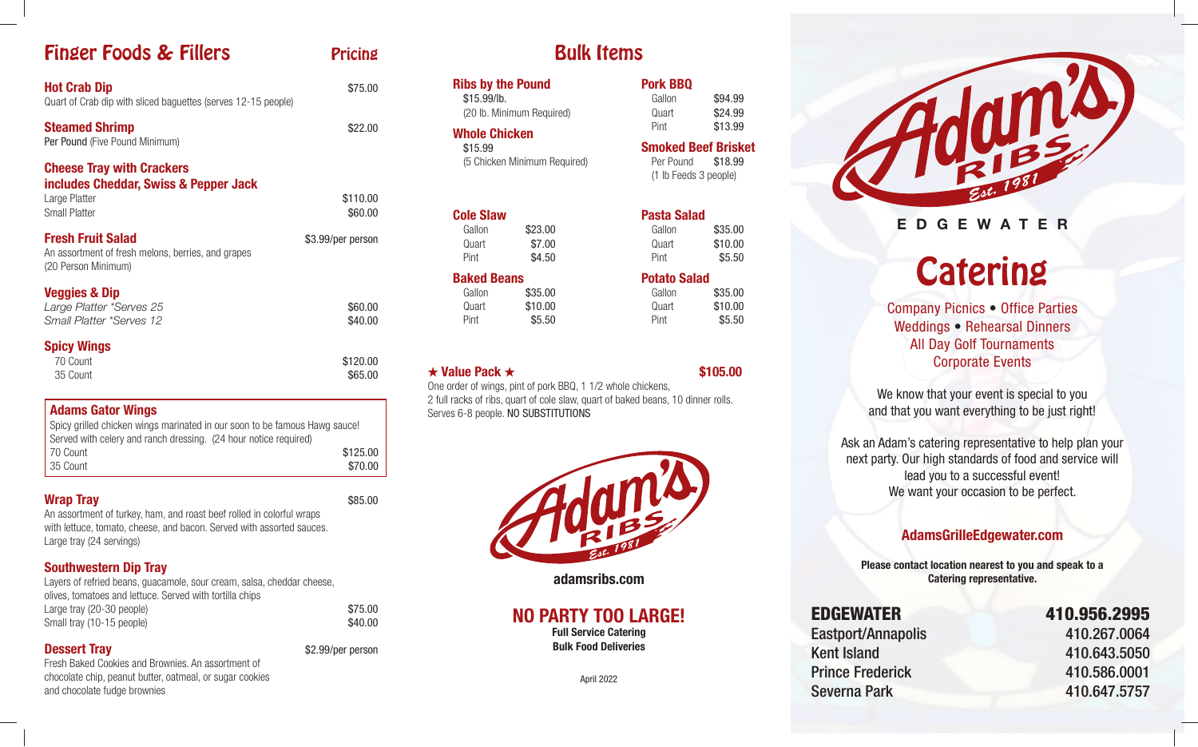## Finger Foods & Fillers

**Pricing**

### Hot Crab Dip
$75.00

Quart of Crab dip with sliced baguettes (serves 12-15 people)

### Steamed Shrimp
$22.00

Per Pound (Five Pound Minimum)

### Cheese Tray with Crackers includes Cheddar, Swiss & Pepper Jack

| | |
|---|---|
| Large Platter | $110.00 |
| Small Platter | $60.00 |

### Fresh Fruit Salad
$3.99/per person

An assortment of fresh melons, berries, and grapes (20 Person Minimum)

### Veggies & Dip

| | |
|---|---|
| *Large Platter \*Serves 25* | $60.00 |
| *Small Platter \*Serves 12* | $40.00 |

### Spicy Wings

| | |
|---|---|
| 70 Count | $120.00 |
| 35 Count | $65.00 |

### Adams Gator Wings

Spicy grilled chicken wings marinated in our soon to be famous Hawg sauce! Served with celery and ranch dressing. (24 hour notice required)

| | |
|---|---|
| 70 Count | $125.00 |
| 35 Count | $70.00 |

### Wrap Tray
$85.00

An assortment of turkey, ham, and roast beef rolled in colorful wraps with lettuce, tomato, cheese, and bacon. Served with assorted sauces. Large tray (24 servings)

### Southwestern Dip Tray

Layers of refried beans, guacamole, sour cream, salsa, cheddar cheese, olives, tomatoes and lettuce. Served with tortilla chips

| | |
|---|---|
| Large tray (20-30 people) | $75.00 |
| Small tray (10-15 people) | $40.00 |

### Dessert Tray
$2.99/per person

Fresh Baked Cookies and Brownies. An assortment of chocolate chip, peanut butter, oatmeal, or sugar cookies and chocolate fudge brownies

## Bulk Items

### Ribs by the Pound
$15.99/lb.
(20 lb. Minimum Required)

### Whole Chicken
$15.99
(5 Chicken Minimum Required)

### Pork BBQ

| | |
|---|---|
| Gallon | $94.99 |
| Quart | $24.99 |
| Pint | $13.99 |

### Smoked Beef Brisket

| | |
|---|---|
| Per Pound | $18.99 |

(1 lb Feeds 3 people)

### Cole Slaw

| | |
|---|---|
| Gallon | $23.00 |
| Quart | $7.00 |
| Pint | $4.50 |

### Pasta Salad

| | |
|---|---|
| Gallon | $35.00 |
| Quart | $10.00 |
| Pint | $5.50 |

### Baked Beans

| | |
|---|---|
| Gallon | $35.00 |
| Quart | $10.00 |
| Pint | $5.50 |

### Potato Salad

| | |
|---|---|
| Gallon | $35.00 |
| Quart | $10.00 |
| Pint | $5.50 |

### ★ Value Pack ★
$105.00

One order of wings, pint of pork BBQ, 1 1/2 whole chickens, 2 full racks of ribs, quart of cole slaw, quart of baked beans, 10 dinner rolls. Serves 6-8 people. NO SUBSTITUTIONS

Adam's Ribs Est. 1981

**adamsribs.com**

## NO PARTY TOO LARGE!

**Full Service Catering**
**Bulk Food Deliveries**

April 2022

Adam's Ribs Est. 1981

EDGEWATER

# Catering

Company Picnics • Office Parties
Weddings • Rehearsal Dinners
All Day Golf Tournaments
Corporate Events

We know that your event is special to you and that you want everything to be just right!

Ask an Adam's catering representative to help plan your next party. Our high standards of food and service will lead you to a successful event! We want your occasion to be perfect.

**AdamsGrilleEdgewater.com**

**Please contact location nearest to you and speak to a Catering representative.**

| | |
|---|---|
| **EDGEWATER** | **410.956.2995** |
| Eastport/Annapolis | 410.267.0064 |
| Kent Island | 410.643.5050 |
| Prince Frederick | 410.586.0001 |
| Severna Park | 410.647.5757 |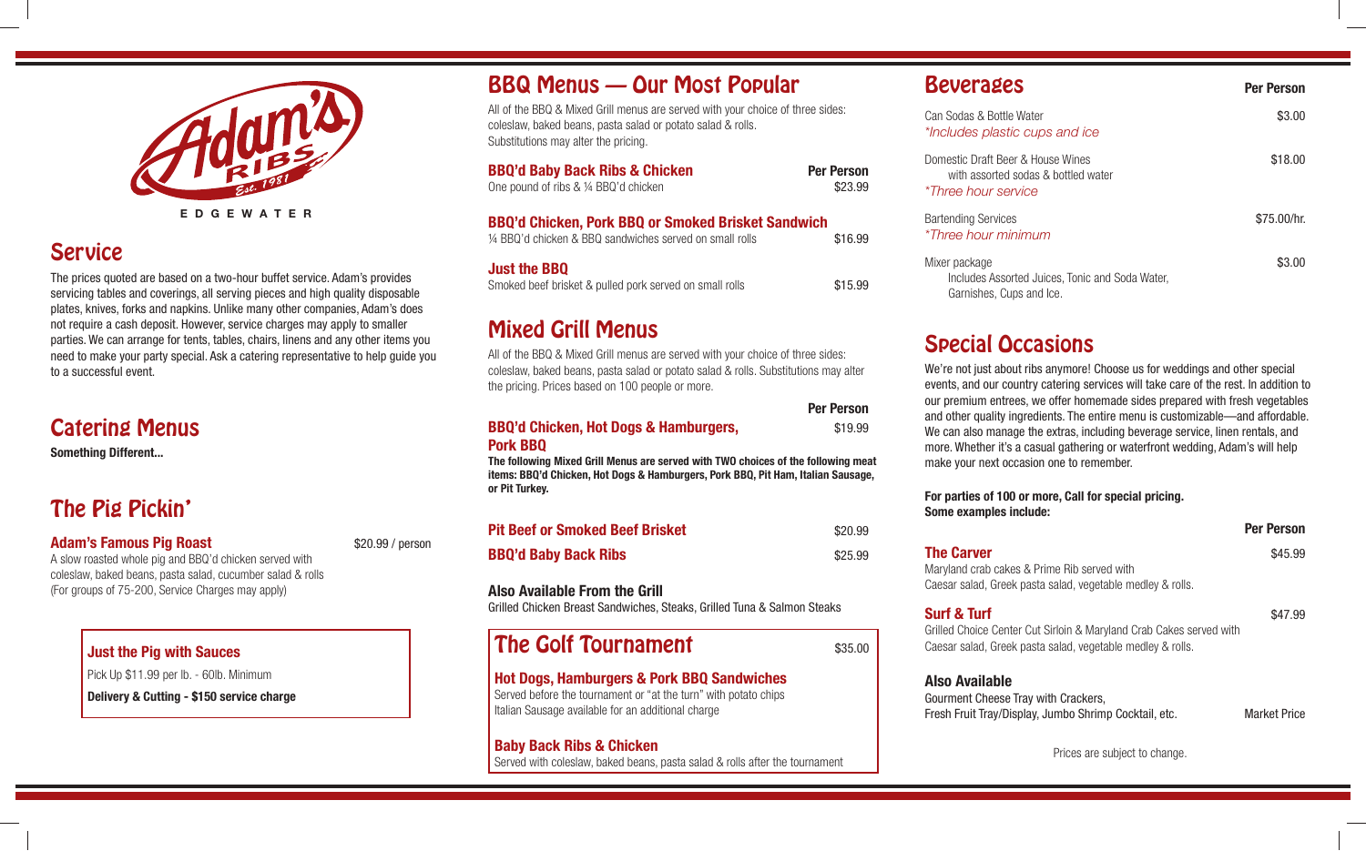Adam's RIBS Est. 1981

EDGEWATER

## Service

The prices quoted are based on a two-hour buffet service. Adam's provides servicing tables and coverings, all serving pieces and high quality disposable plates, knives, forks and napkins. Unlike many other companies, Adam's does not require a cash deposit. However, service charges may apply to smaller parties. We can arrange for tents, tables, chairs, linens and any other items you need to make your party special. Ask a catering representative to help guide you to a successful event.

## Catering Menus

**Something Different...**

## The Pig Pickin'

**Adam's Famous Pig Roast** — $20.99 / person

A slow roasted whole pig and BBQ'd chicken served with coleslaw, baked beans, pasta salad, cucumber salad & rolls (For groups of 75-200, Service Charges may apply)

**Just the Pig with Sauces**

Pick Up $11.99 per lb. - 60lb. Minimum

**Delivery & Cutting - $150 service charge**

## BBQ Menus — Our Most Popular

All of the BBQ & Mixed Grill menus are served with your choice of three sides: coleslaw, baked beans, pasta salad or potato salad & rolls. Substitutions may alter the pricing.

| | Per Person |
|---|---|
| **BBQ'd Baby Back Ribs & Chicken**<br>One pound of ribs & ¼ BBQ'd chicken | $23.99 |
| **BBQ'd Chicken, Pork BBQ or Smoked Brisket Sandwich**<br>¼ BBQ'd chicken & BBQ sandwiches served on small rolls | $16.99 |
| **Just the BBQ**<br>Smoked beef brisket & pulled pork served on small rolls | $15.99 |

## Mixed Grill Menus

All of the BBQ & Mixed Grill menus are served with your choice of three sides: coleslaw, baked beans, pasta salad or potato salad & rolls. Substitutions may alter the pricing. Prices based on 100 people or more.

| | Per Person |
|---|---|
| **BBQ'd Chicken, Hot Dogs & Hamburgers, Pork BBQ** | $19.99 |

**The following Mixed Grill Menus are served with TWO choices of the following meat items: BBQ'd Chicken, Hot Dogs & Hamburgers, Pork BBQ, Pit Ham, Italian Sausage, or Pit Turkey.**

| | |
|---|---|
| **Pit Beef or Smoked Beef Brisket** | $20.99 |
| **BBQ'd Baby Back Ribs** | $25.99 |

**Also Available From the Grill**

Grilled Chicken Breast Sandwiches, Steaks, Grilled Tuna & Salmon Steaks

## The Golf Tournament — $35.00

**Hot Dogs, Hamburgers & Pork BBQ Sandwiches**

Served before the tournament or "at the turn" with potato chips

Italian Sausage available for an additional charge

**Baby Back Ribs & Chicken**

Served with coleslaw, baked beans, pasta salad & rolls after the tournament

## Beverages

| | Per Person |
|---|---|
| Can Sodas & Bottle Water<br>*Includes plastic cups and ice* | $3.00 |
| Domestic Draft Beer & House Wines<br>with assorted sodas & bottled water<br>*Three hour service* | $18.00 |
| Bartending Services<br>*Three hour minimum* | $75.00/hr. |
| Mixer package<br>Includes Assorted Juices, Tonic and Soda Water, Garnishes, Cups and Ice. | $3.00 |

## Special Occasions

We're not just about ribs anymore! Choose us for weddings and other special events, and our country catering services will take care of the rest. In addition to our premium entrees, we offer homemade sides prepared with fresh vegetables and other quality ingredients. The entire menu is customizable—and affordable. We can also manage the extras, including beverage service, linen rentals, and more. Whether it's a casual gathering or waterfront wedding, Adam's will help make your next occasion one to remember.

**For parties of 100 or more, Call for special pricing.**
**Some examples include:**

| | Per Person |
|---|---|
| **The Carver**<br>Maryland crab cakes & Prime Rib served with Caesar salad, Greek pasta salad, vegetable medley & rolls. | $45.99 |
| **Surf & Turf**<br>Grilled Choice Center Cut Sirloin & Maryland Crab Cakes served with Caesar salad, Greek pasta salad, vegetable medley & rolls. | $47.99 |

**Also Available**

Gourment Cheese Tray with Crackers,
Fresh Fruit Tray/Display, Jumbo Shrimp Cocktail, etc. — Market Price

Prices are subject to change.